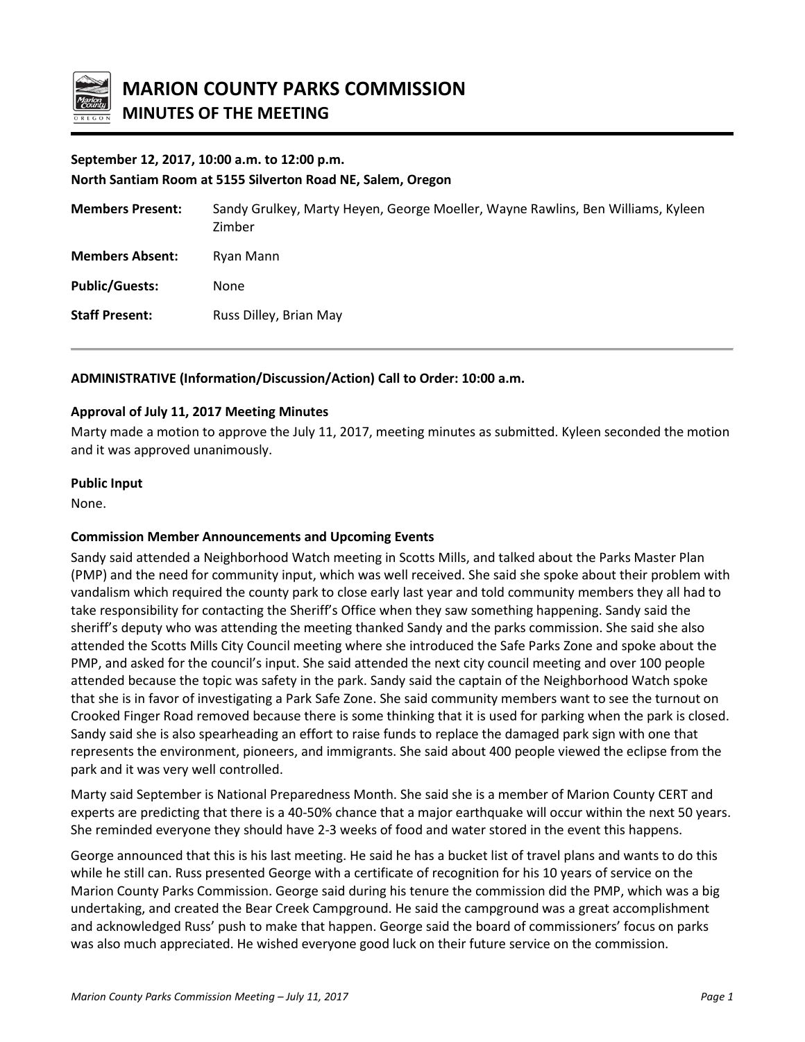# MARION COUNTY PARKS COMMISSION

## MINUTES OF THE MEETING

**September 12, 2017, 10:00 a.m. to 12:00 p.m.**
**North Santiam Room at 5155 Silverton Road NE, Salem, Oregon**

| | |
|---|---|
| **Members Present:** | Sandy Grulkey, Marty Heyen, George Moeller, Wayne Rawlins, Ben Williams, Kyleen Zimber |
| **Members Absent:** | Ryan Mann |
| **Public/Guests:** | None |
| **Staff Present:** | Russ Dilley, Brian May |

**ADMINISTRATIVE (Information/Discussion/Action) Call to Order: 10:00 a.m.**

**Approval of July 11, 2017 Meeting Minutes**

Marty made a motion to approve the July 11, 2017, meeting minutes as submitted. Kyleen seconded the motion and it was approved unanimously.

**Public Input**

None.

**Commission Member Announcements and Upcoming Events**

Sandy said attended a Neighborhood Watch meeting in Scotts Mills, and talked about the Parks Master Plan (PMP) and the need for community input, which was well received. She said she spoke about their problem with vandalism which required the county park to close early last year and told community members they all had to take responsibility for contacting the Sheriff's Office when they saw something happening. Sandy said the sheriff's deputy who was attending the meeting thanked Sandy and the parks commission. She said she also attended the Scotts Mills City Council meeting where she introduced the Safe Parks Zone and spoke about the PMP, and asked for the council's input. She said attended the next city council meeting and over 100 people attended because the topic was safety in the park. Sandy said the captain of the Neighborhood Watch spoke that she is in favor of investigating a Park Safe Zone. She said community members want to see the turnout on Crooked Finger Road removed because there is some thinking that it is used for parking when the park is closed. Sandy said she is also spearheading an effort to raise funds to replace the damaged park sign with one that represents the environment, pioneers, and immigrants. She said about 400 people viewed the eclipse from the park and it was very well controlled.

Marty said September is National Preparedness Month. She said she is a member of Marion County CERT and experts are predicting that there is a 40-50% chance that a major earthquake will occur within the next 50 years. She reminded everyone they should have 2-3 weeks of food and water stored in the event this happens.

George announced that this is his last meeting. He said he has a bucket list of travel plans and wants to do this while he still can. Russ presented George with a certificate of recognition for his 10 years of service on the Marion County Parks Commission. George said during his tenure the commission did the PMP, which was a big undertaking, and created the Bear Creek Campground. He said the campground was a great accomplishment and acknowledged Russ' push to make that happen. George said the board of commissioners' focus on parks was also much appreciated. He wished everyone good luck on their future service on the commission.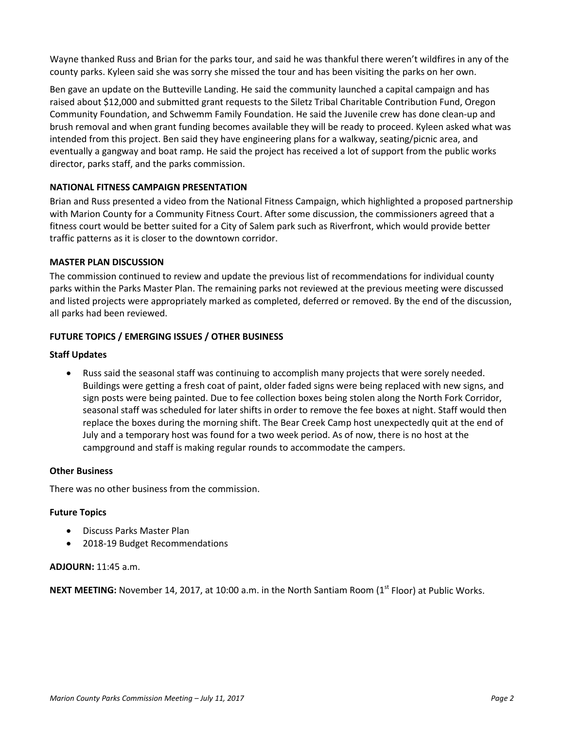Wayne thanked Russ and Brian for the parks tour, and said he was thankful there weren't wildfires in any of the county parks. Kyleen said she was sorry she missed the tour and has been visiting the parks on her own.

Ben gave an update on the Butteville Landing. He said the community launched a capital campaign and has raised about $12,000 and submitted grant requests to the Siletz Tribal Charitable Contribution Fund, Oregon Community Foundation, and Schwemm Family Foundation. He said the Juvenile crew has done clean-up and brush removal and when grant funding becomes available they will be ready to proceed. Kyleen asked what was intended from this project. Ben said they have engineering plans for a walkway, seating/picnic area, and eventually a gangway and boat ramp. He said the project has received a lot of support from the public works director, parks staff, and the parks commission.

**NATIONAL FITNESS CAMPAIGN PRESENTATION**

Brian and Russ presented a video from the National Fitness Campaign, which highlighted a proposed partnership with Marion County for a Community Fitness Court. After some discussion, the commissioners agreed that a fitness court would be better suited for a City of Salem park such as Riverfront, which would provide better traffic patterns as it is closer to the downtown corridor.

**MASTER PLAN DISCUSSION**

The commission continued to review and update the previous list of recommendations for individual county parks within the Parks Master Plan. The remaining parks not reviewed at the previous meeting were discussed and listed projects were appropriately marked as completed, deferred or removed. By the end of the discussion, all parks had been reviewed.

**FUTURE TOPICS / EMERGING ISSUES / OTHER BUSINESS**

**Staff Updates**

- Russ said the seasonal staff was continuing to accomplish many projects that were sorely needed. Buildings were getting a fresh coat of paint, older faded signs were being replaced with new signs, and sign posts were being painted. Due to fee collection boxes being stolen along the North Fork Corridor, seasonal staff was scheduled for later shifts in order to remove the fee boxes at night. Staff would then replace the boxes during the morning shift. The Bear Creek Camp host unexpectedly quit at the end of July and a temporary host was found for a two week period. As of now, there is no host at the campground and staff is making regular rounds to accommodate the campers.

**Other Business**

There was no other business from the commission.

**Future Topics**

- Discuss Parks Master Plan
- 2018-19 Budget Recommendations

**ADJOURN:** 11:45 a.m.

**NEXT MEETING:** November 14, 2017, at 10:00 a.m. in the North Santiam Room (1st Floor) at Public Works.